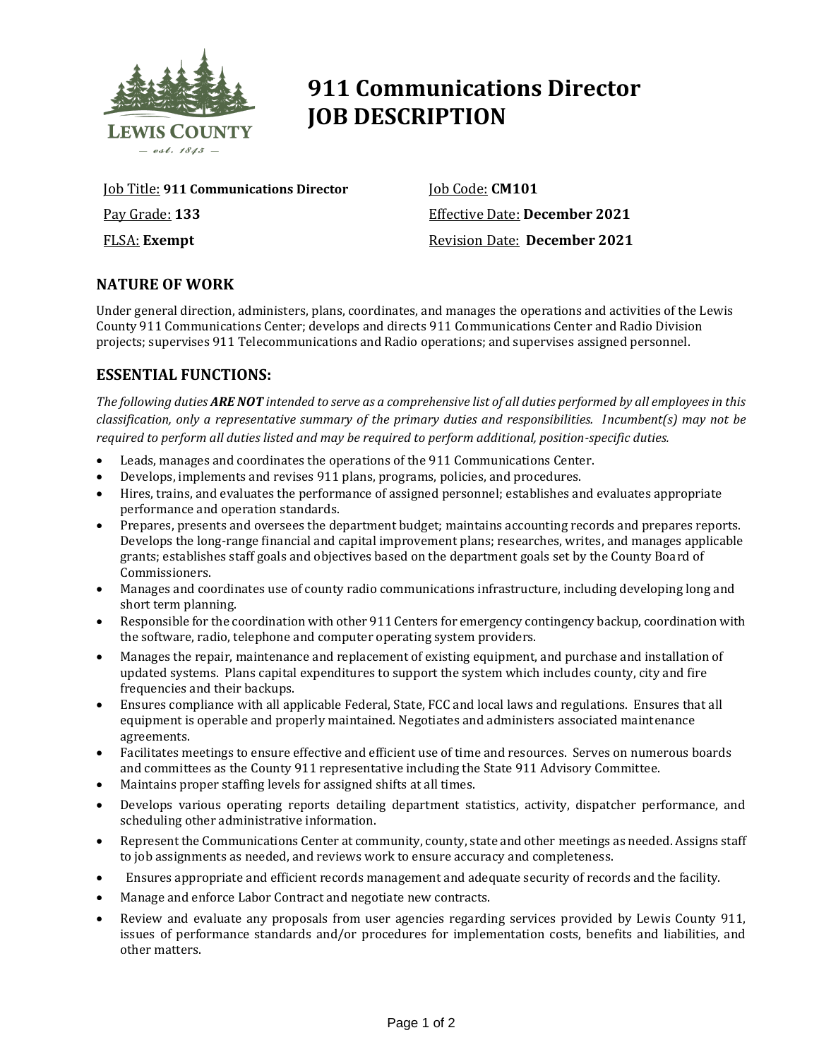LEWIS COUNTY

— est. 1845 —

# 911 Communications Director JOB DESCRIPTION

Job Title: **911 Communications Director**

Job Code: **CM101**

Pay Grade: **133**

Effective Date: **December 2021**

FLSA: **Exempt**

Revision Date: **December 2021**

## NATURE OF WORK

Under general direction, administers, plans, coordinates, and manages the operations and activities of the Lewis County 911 Communications Center; develops and directs 911 Communications Center and Radio Division projects; supervises 911 Telecommunications and Radio operations; and supervises assigned personnel.

## ESSENTIAL FUNCTIONS:

*The following duties **ARE NOT** intended to serve as a comprehensive list of all duties performed by all employees in this classification, only a representative summary of the primary duties and responsibilities. Incumbent(s) may not be required to perform all duties listed and may be required to perform additional, position-specific duties.*

- Leads, manages and coordinates the operations of the 911 Communications Center.
- Develops, implements and revises 911 plans, programs, policies, and procedures.
- Hires, trains, and evaluates the performance of assigned personnel; establishes and evaluates appropriate performance and operation standards.
- Prepares, presents and oversees the department budget; maintains accounting records and prepares reports. Develops the long-range financial and capital improvement plans; researches, writes, and manages applicable grants; establishes staff goals and objectives based on the department goals set by the County Board of Commissioners.
- Manages and coordinates use of county radio communications infrastructure, including developing long and short term planning.
- Responsible for the coordination with other 911 Centers for emergency contingency backup, coordination with the software, radio, telephone and computer operating system providers.
- Manages the repair, maintenance and replacement of existing equipment, and purchase and installation of updated systems. Plans capital expenditures to support the system which includes county, city and fire frequencies and their backups.
- Ensures compliance with all applicable Federal, State, FCC and local laws and regulations. Ensures that all equipment is operable and properly maintained. Negotiates and administers associated maintenance agreements.
- Facilitates meetings to ensure effective and efficient use of time and resources. Serves on numerous boards and committees as the County 911 representative including the State 911 Advisory Committee.
- Maintains proper staffing levels for assigned shifts at all times.
- Develops various operating reports detailing department statistics, activity, dispatcher performance, and scheduling other administrative information.
- Represent the Communications Center at community, county, state and other meetings as needed. Assigns staff to job assignments as needed, and reviews work to ensure accuracy and completeness.
- Ensures appropriate and efficient records management and adequate security of records and the facility.
- Manage and enforce Labor Contract and negotiate new contracts.
- Review and evaluate any proposals from user agencies regarding services provided by Lewis County 911, issues of performance standards and/or procedures for implementation costs, benefits and liabilities, and other matters.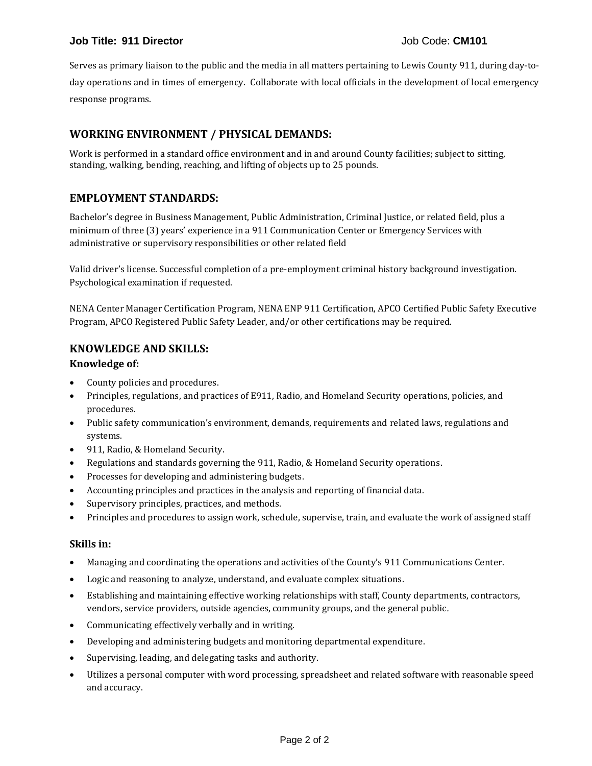**Job Title: 911 Director** Job Code: **CM101**

Serves as primary liaison to the public and the media in all matters pertaining to Lewis County 911, during day-to-day operations and in times of emergency. Collaborate with local officials in the development of local emergency response programs.

## WORKING ENVIRONMENT / PHYSICAL DEMANDS:

Work is performed in a standard office environment and in and around County facilities; subject to sitting, standing, walking, bending, reaching, and lifting of objects up to 25 pounds.

## EMPLOYMENT STANDARDS:

Bachelor's degree in Business Management, Public Administration, Criminal Justice, or related field, plus a minimum of three (3) years' experience in a 911 Communication Center or Emergency Services with administrative or supervisory responsibilities or other related field

Valid driver's license. Successful completion of a pre-employment criminal history background investigation. Psychological examination if requested.

NENA Center Manager Certification Program, NENA ENP 911 Certification, APCO Certified Public Safety Executive Program, APCO Registered Public Safety Leader, and/or other certifications may be required.

## KNOWLEDGE AND SKILLS:

### Knowledge of:

- County policies and procedures.
- Principles, regulations, and practices of E911, Radio, and Homeland Security operations, policies, and procedures.
- Public safety communication's environment, demands, requirements and related laws, regulations and systems.
- 911, Radio, & Homeland Security.
- Regulations and standards governing the 911, Radio, & Homeland Security operations.
- Processes for developing and administering budgets.
- Accounting principles and practices in the analysis and reporting of financial data.
- Supervisory principles, practices, and methods.
- Principles and procedures to assign work, schedule, supervise, train, and evaluate the work of assigned staff

### Skills in:

- Managing and coordinating the operations and activities of the County's 911 Communications Center.
- Logic and reasoning to analyze, understand, and evaluate complex situations.
- Establishing and maintaining effective working relationships with staff, County departments, contractors, vendors, service providers, outside agencies, community groups, and the general public.
- Communicating effectively verbally and in writing.
- Developing and administering budgets and monitoring departmental expenditure.
- Supervising, leading, and delegating tasks and authority.
- Utilizes a personal computer with word processing, spreadsheet and related software with reasonable speed and accuracy.